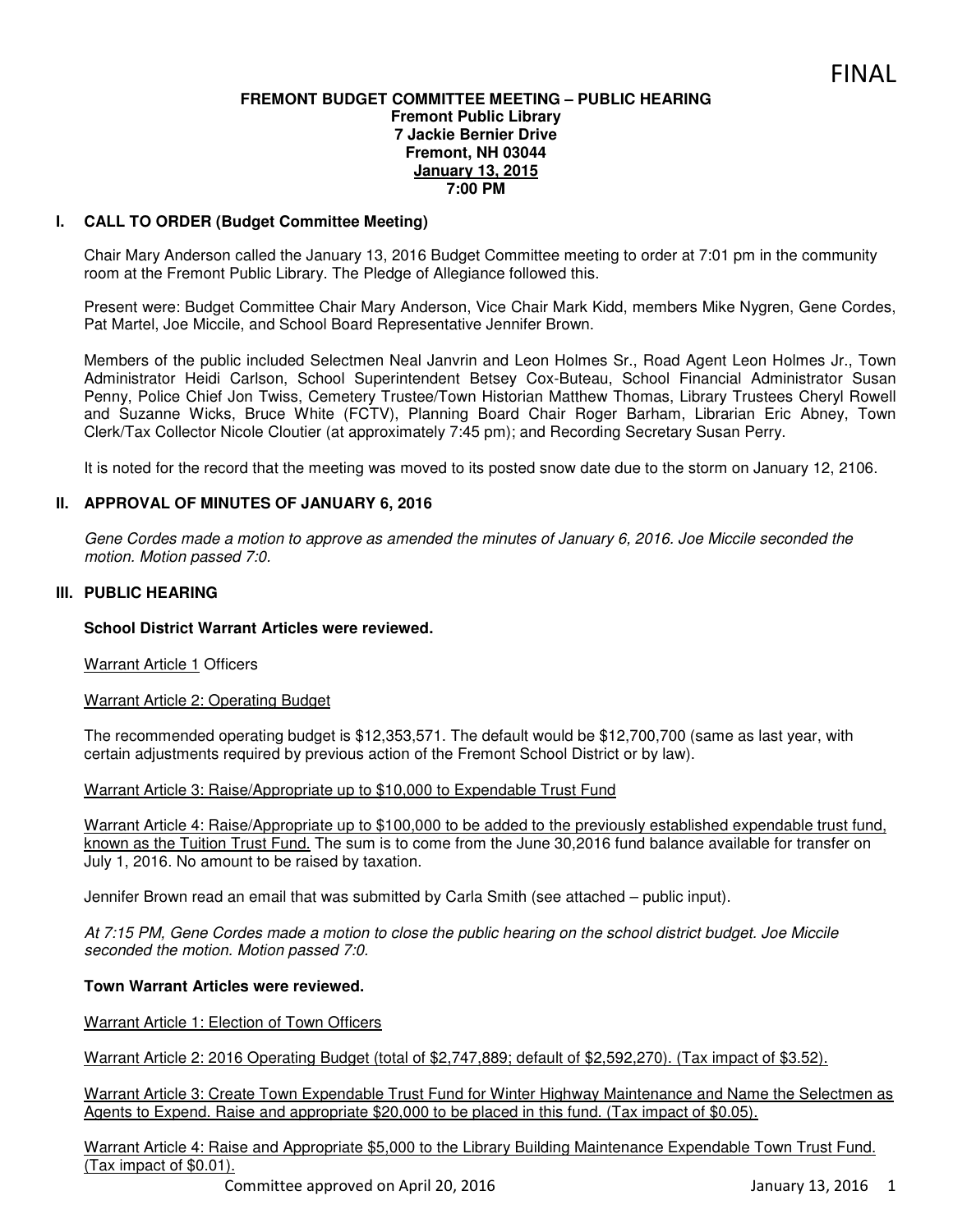FINAL

**FREMONT BUDGET COMMITTEE MEETING – PUBLIC HEARING**
**Fremont Public Library**
**7 Jackie Bernier Drive**
**Fremont, NH 03044**
**January 13, 2015**
**7:00 PM**

## I. CALL TO ORDER (Budget Committee Meeting)

Chair Mary Anderson called the January 13, 2016 Budget Committee meeting to order at 7:01 pm in the community room at the Fremont Public Library. The Pledge of Allegiance followed this.

Present were: Budget Committee Chair Mary Anderson, Vice Chair Mark Kidd, members Mike Nygren, Gene Cordes, Pat Martel, Joe Miccile, and School Board Representative Jennifer Brown.

Members of the public included Selectmen Neal Janvrin and Leon Holmes Sr., Road Agent Leon Holmes Jr., Town Administrator Heidi Carlson, School Superintendent Betsey Cox-Buteau, School Financial Administrator Susan Penny, Police Chief Jon Twiss, Cemetery Trustee/Town Historian Matthew Thomas, Library Trustees Cheryl Rowell and Suzanne Wicks, Bruce White (FCTV), Planning Board Chair Roger Barham, Librarian Eric Abney, Town Clerk/Tax Collector Nicole Cloutier (at approximately 7:45 pm); and Recording Secretary Susan Perry.

It is noted for the record that the meeting was moved to its posted snow date due to the storm on January 12, 2106.

## II. APPROVAL OF MINUTES OF JANUARY 6, 2016

*Gene Cordes made a motion to approve as amended the minutes of January 6, 2016. Joe Miccile seconded the motion. Motion passed 7:0.*

## III. PUBLIC HEARING

**School District Warrant Articles were reviewed.**

Warrant Article 1 Officers

Warrant Article 2: Operating Budget

The recommended operating budget is $12,353,571. The default would be $12,700,700 (same as last year, with certain adjustments required by previous action of the Fremont School District or by law).

Warrant Article 3: Raise/Appropriate up to $10,000 to Expendable Trust Fund

Warrant Article 4: Raise/Appropriate up to $100,000 to be added to the previously established expendable trust fund, known as the Tuition Trust Fund. The sum is to come from the June 30,2016 fund balance available for transfer on July 1, 2016. No amount to be raised by taxation.

Jennifer Brown read an email that was submitted by Carla Smith (see attached – public input).

*At 7:15 PM, Gene Cordes made a motion to close the public hearing on the school district budget. Joe Miccile seconded the motion. Motion passed 7:0.*

**Town Warrant Articles were reviewed.**

Warrant Article 1: Election of Town Officers

Warrant Article 2: 2016 Operating Budget (total of $2,747,889; default of $2,592,270). (Tax impact of $3.52).

Warrant Article 3: Create Town Expendable Trust Fund for Winter Highway Maintenance and Name the Selectmen as Agents to Expend. Raise and appropriate $20,000 to be placed in this fund. (Tax impact of $0.05).

Warrant Article 4: Raise and Appropriate $5,000 to the Library Building Maintenance Expendable Town Trust Fund. (Tax impact of $0.01).

Committee approved on April 20, 2016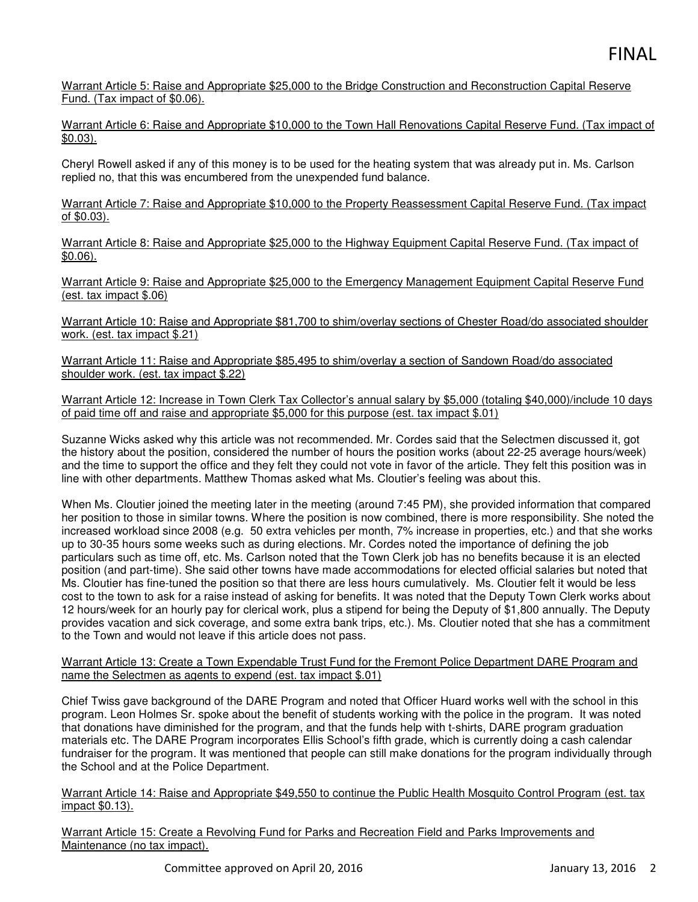Warrant Article 5: Raise and Appropriate $25,000 to the Bridge Construction and Reconstruction Capital Reserve Fund. (Tax impact of $0.06).

Warrant Article 6: Raise and Appropriate $10,000 to the Town Hall Renovations Capital Reserve Fund. (Tax impact of $0.03).

Cheryl Rowell asked if any of this money is to be used for the heating system that was already put in. Ms. Carlson replied no, that this was encumbered from the unexpended fund balance.

Warrant Article 7: Raise and Appropriate $10,000 to the Property Reassessment Capital Reserve Fund. (Tax impact of $0.03).

Warrant Article 8: Raise and Appropriate $25,000 to the Highway Equipment Capital Reserve Fund. (Tax impact of $0.06).

Warrant Article 9: Raise and Appropriate $25,000 to the Emergency Management Equipment Capital Reserve Fund (est. tax impact $.06)

Warrant Article 10: Raise and Appropriate $81,700 to shim/overlay sections of Chester Road/do associated shoulder work. (est. tax impact $.21)

Warrant Article 11: Raise and Appropriate $85,495 to shim/overlay a section of Sandown Road/do associated shoulder work. (est. tax impact $.22)

Warrant Article 12: Increase in Town Clerk Tax Collector's annual salary by $5,000 (totaling $40,000)/include 10 days of paid time off and raise and appropriate $5,000 for this purpose (est. tax impact $.01)

Suzanne Wicks asked why this article was not recommended. Mr. Cordes said that the Selectmen discussed it, got the history about the position, considered the number of hours the position works (about 22-25 average hours/week) and the time to support the office and they felt they could not vote in favor of the article. They felt this position was in line with other departments. Matthew Thomas asked what Ms. Cloutier's feeling was about this.

When Ms. Cloutier joined the meeting later in the meeting (around 7:45 PM), she provided information that compared her position to those in similar towns. Where the position is now combined, there is more responsibility. She noted the increased workload since 2008 (e.g. 50 extra vehicles per month, 7% increase in properties, etc.) and that she works up to 30-35 hours some weeks such as during elections. Mr. Cordes noted the importance of defining the job particulars such as time off, etc. Ms. Carlson noted that the Town Clerk job has no benefits because it is an elected position (and part-time). She said other towns have made accommodations for elected official salaries but noted that Ms. Cloutier has fine-tuned the position so that there are less hours cumulatively. Ms. Cloutier felt it would be less cost to the town to ask for a raise instead of asking for benefits. It was noted that the Deputy Town Clerk works about 12 hours/week for an hourly pay for clerical work, plus a stipend for being the Deputy of $1,800 annually. The Deputy provides vacation and sick coverage, and some extra bank trips, etc.). Ms. Cloutier noted that she has a commitment to the Town and would not leave if this article does not pass.

Warrant Article 13: Create a Town Expendable Trust Fund for the Fremont Police Department DARE Program and name the Selectmen as agents to expend (est. tax impact $.01)

Chief Twiss gave background of the DARE Program and noted that Officer Huard works well with the school in this program. Leon Holmes Sr. spoke about the benefit of students working with the police in the program. It was noted that donations have diminished for the program, and that the funds help with t-shirts, DARE program graduation materials etc. The DARE Program incorporates Ellis School's fifth grade, which is currently doing a cash calendar fundraiser for the program. It was mentioned that people can still make donations for the program individually through the School and at the Police Department.

Warrant Article 14: Raise and Appropriate $49,550 to continue the Public Health Mosquito Control Program (est. tax impact $0.13).

Warrant Article 15: Create a Revolving Fund for Parks and Recreation Field and Parks Improvements and Maintenance (no tax impact).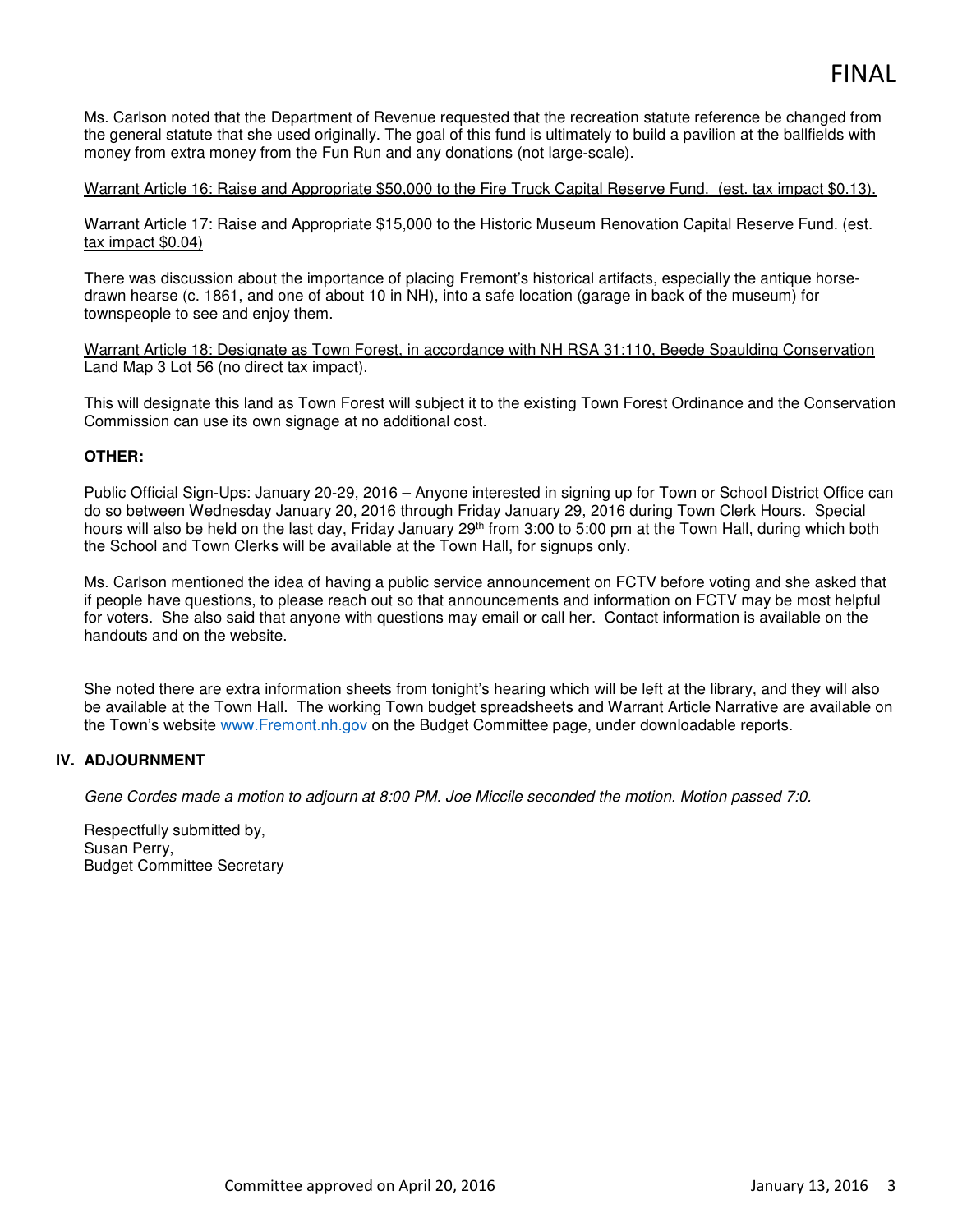Ms. Carlson noted that the Department of Revenue requested that the recreation statute reference be changed from the general statute that she used originally. The goal of this fund is ultimately to build a pavilion at the ballfields with money from extra money from the Fun Run and any donations (not large-scale).

Warrant Article 16: Raise and Appropriate $50,000 to the Fire Truck Capital Reserve Fund. (est. tax impact $0.13).

Warrant Article 17: Raise and Appropriate $15,000 to the Historic Museum Renovation Capital Reserve Fund. (est. tax impact $0.04)

There was discussion about the importance of placing Fremont's historical artifacts, especially the antique horse-drawn hearse (c. 1861, and one of about 10 in NH), into a safe location (garage in back of the museum) for townspeople to see and enjoy them.

Warrant Article 18: Designate as Town Forest, in accordance with NH RSA 31:110, Beede Spaulding Conservation Land Map 3 Lot 56 (no direct tax impact).

This will designate this land as Town Forest will subject it to the existing Town Forest Ordinance and the Conservation Commission can use its own signage at no additional cost.

**OTHER:**

Public Official Sign-Ups: January 20-29, 2016 – Anyone interested in signing up for Town or School District Office can do so between Wednesday January 20, 2016 through Friday January 29, 2016 during Town Clerk Hours. Special hours will also be held on the last day, Friday January 29th from 3:00 to 5:00 pm at the Town Hall, during which both the School and Town Clerks will be available at the Town Hall, for signups only.

Ms. Carlson mentioned the idea of having a public service announcement on FCTV before voting and she asked that if people have questions, to please reach out so that announcements and information on FCTV may be most helpful for voters. She also said that anyone with questions may email or call her. Contact information is available on the handouts and on the website.

She noted there are extra information sheets from tonight's hearing which will be left at the library, and they will also be available at the Town Hall. The working Town budget spreadsheets and Warrant Article Narrative are available on the Town's website www.Fremont.nh.gov on the Budget Committee page, under downloadable reports.

## IV. ADJOURNMENT

*Gene Cordes made a motion to adjourn at 8:00 PM. Joe Miccile seconded the motion. Motion passed 7:0.*

Respectfully submitted by,
Susan Perry,
Budget Committee Secretary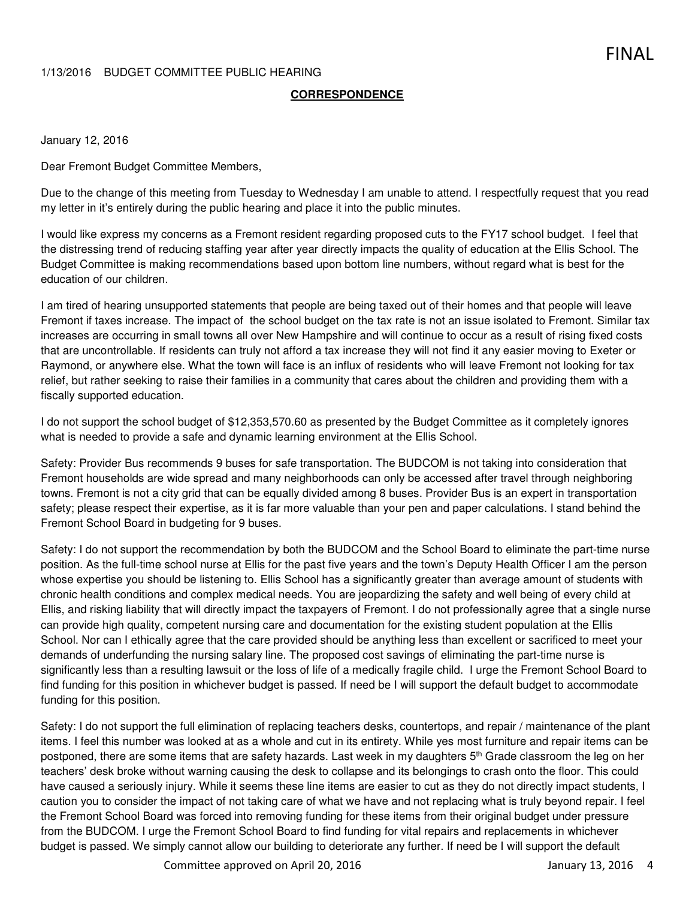FINAL

1/13/2016 BUDGET COMMITTEE PUBLIC HEARING

**CORRESPONDENCE**

January 12, 2016

Dear Fremont Budget Committee Members,

Due to the change of this meeting from Tuesday to Wednesday I am unable to attend. I respectfully request that you read my letter in it's entirely during the public hearing and place it into the public minutes.

I would like express my concerns as a Fremont resident regarding proposed cuts to the FY17 school budget. I feel that the distressing trend of reducing staffing year after year directly impacts the quality of education at the Ellis School. The Budget Committee is making recommendations based upon bottom line numbers, without regard what is best for the education of our children.

I am tired of hearing unsupported statements that people are being taxed out of their homes and that people will leave Fremont if taxes increase. The impact of the school budget on the tax rate is not an issue isolated to Fremont. Similar tax increases are occurring in small towns all over New Hampshire and will continue to occur as a result of rising fixed costs that are uncontrollable. If residents can truly not afford a tax increase they will not find it any easier moving to Exeter or Raymond, or anywhere else. What the town will face is an influx of residents who will leave Fremont not looking for tax relief, but rather seeking to raise their families in a community that cares about the children and providing them with a fiscally supported education.

I do not support the school budget of $12,353,570.60 as presented by the Budget Committee as it completely ignores what is needed to provide a safe and dynamic learning environment at the Ellis School.

Safety: Provider Bus recommends 9 buses for safe transportation. The BUDCOM is not taking into consideration that Fremont households are wide spread and many neighborhoods can only be accessed after travel through neighboring towns. Fremont is not a city grid that can be equally divided among 8 buses. Provider Bus is an expert in transportation safety; please respect their expertise, as it is far more valuable than your pen and paper calculations. I stand behind the Fremont School Board in budgeting for 9 buses.

Safety: I do not support the recommendation by both the BUDCOM and the School Board to eliminate the part-time nurse position. As the full-time school nurse at Ellis for the past five years and the town's Deputy Health Officer I am the person whose expertise you should be listening to. Ellis School has a significantly greater than average amount of students with chronic health conditions and complex medical needs. You are jeopardizing the safety and well being of every child at Ellis, and risking liability that will directly impact the taxpayers of Fremont. I do not professionally agree that a single nurse can provide high quality, competent nursing care and documentation for the existing student population at the Ellis School. Nor can I ethically agree that the care provided should be anything less than excellent or sacrificed to meet your demands of underfunding the nursing salary line. The proposed cost savings of eliminating the part-time nurse is significantly less than a resulting lawsuit or the loss of life of a medically fragile child. I urge the Fremont School Board to find funding for this position in whichever budget is passed. If need be I will support the default budget to accommodate funding for this position.

Safety: I do not support the full elimination of replacing teachers desks, countertops, and repair / maintenance of the plant items. I feel this number was looked at as a whole and cut in its entirety. While yes most furniture and repair items can be postponed, there are some items that are safety hazards. Last week in my daughters 5th Grade classroom the leg on her teachers' desk broke without warning causing the desk to collapse and its belongings to crash onto the floor. This could have caused a seriously injury. While it seems these line items are easier to cut as they do not directly impact students, I caution you to consider the impact of not taking care of what we have and not replacing what is truly beyond repair. I feel the Fremont School Board was forced into removing funding for these items from their original budget under pressure from the BUDCOM. I urge the Fremont School Board to find funding for vital repairs and replacements in whichever budget is passed. We simply cannot allow our building to deteriorate any further. If need be I will support the default

Committee approved on April 20, 2016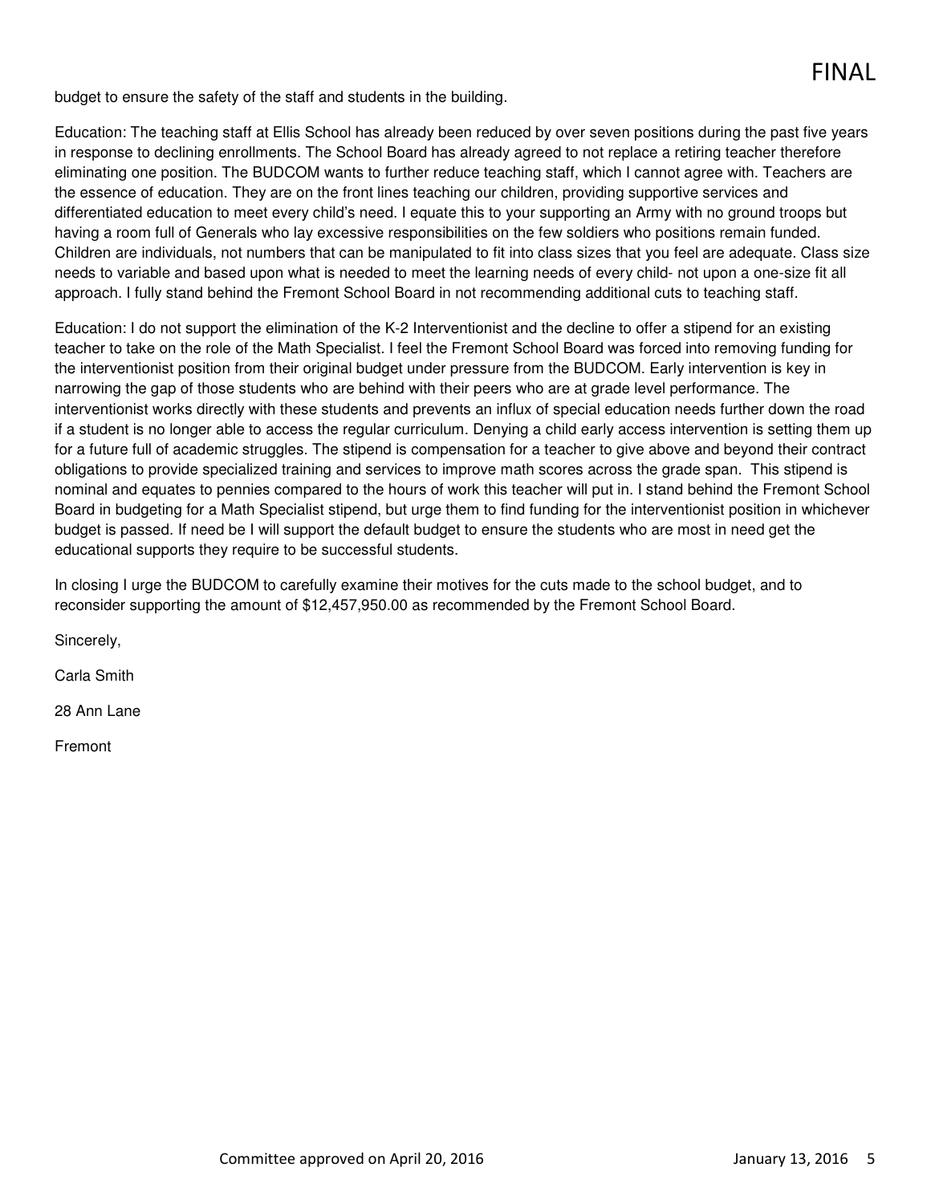budget to ensure the safety of the staff and students in the building.

Education: The teaching staff at Ellis School has already been reduced by over seven positions during the past five years in response to declining enrollments. The School Board has already agreed to not replace a retiring teacher therefore eliminating one position. The BUDCOM wants to further reduce teaching staff, which I cannot agree with. Teachers are the essence of education. They are on the front lines teaching our children, providing supportive services and differentiated education to meet every child's need. I equate this to your supporting an Army with no ground troops but having a room full of Generals who lay excessive responsibilities on the few soldiers who positions remain funded. Children are individuals, not numbers that can be manipulated to fit into class sizes that you feel are adequate. Class size needs to variable and based upon what is needed to meet the learning needs of every child- not upon a one-size fit all approach. I fully stand behind the Fremont School Board in not recommending additional cuts to teaching staff.

Education: I do not support the elimination of the K-2 Interventionist and the decline to offer a stipend for an existing teacher to take on the role of the Math Specialist. I feel the Fremont School Board was forced into removing funding for the interventionist position from their original budget under pressure from the BUDCOM. Early intervention is key in narrowing the gap of those students who are behind with their peers who are at grade level performance. The interventionist works directly with these students and prevents an influx of special education needs further down the road if a student is no longer able to access the regular curriculum. Denying a child early access intervention is setting them up for a future full of academic struggles. The stipend is compensation for a teacher to give above and beyond their contract obligations to provide specialized training and services to improve math scores across the grade span. This stipend is nominal and equates to pennies compared to the hours of work this teacher will put in. I stand behind the Fremont School Board in budgeting for a Math Specialist stipend, but urge them to find funding for the interventionist position in whichever budget is passed. If need be I will support the default budget to ensure the students who are most in need get the educational supports they require to be successful students.

In closing I urge the BUDCOM to carefully examine their motives for the cuts made to the school budget, and to reconsider supporting the amount of $12,457,950.00 as recommended by the Fremont School Board.

Sincerely,

Carla Smith

28 Ann Lane

Fremont